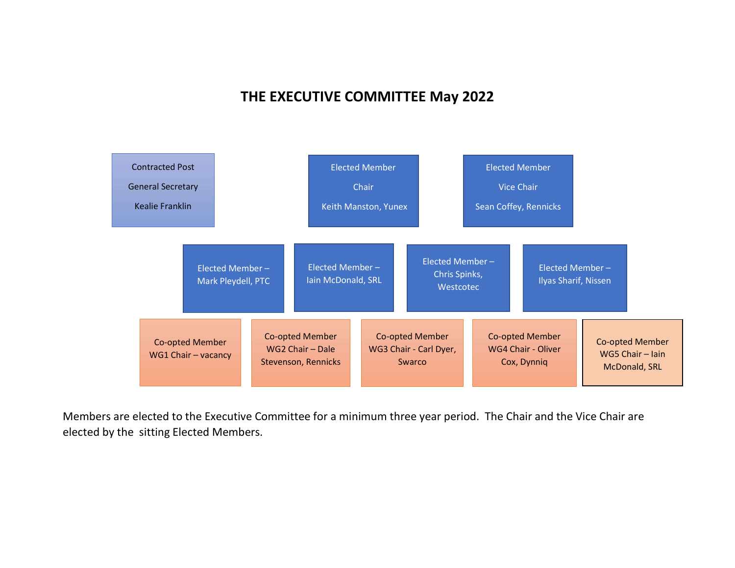# THE EXECUTIVE COMMITTEE May 2022

Contracted Post
General Secretary
Kealie Franklin

Elected Member
Chair
Keith Manston, Yunex

Elected Member
Vice Chair
Sean Coffey, Rennicks

Elected Member – Mark Pleydell, PTC

Elected Member – Iain McDonald, SRL

Elected Member – Chris Spinks, Westcotec

Elected Member – Ilyas Sharif, Nissen

Co-opted Member WG1 Chair – vacancy

Co-opted Member WG2 Chair – Dale Stevenson, Rennicks

Co-opted Member WG3 Chair - Carl Dyer, Swarco

Co-opted Member WG4 Chair - Oliver Cox, Dynniq

Co-opted Member WG5 Chair – Iain McDonald, SRL

Members are elected to the Executive Committee for a minimum three year period. The Chair and the Vice Chair are elected by the sitting Elected Members.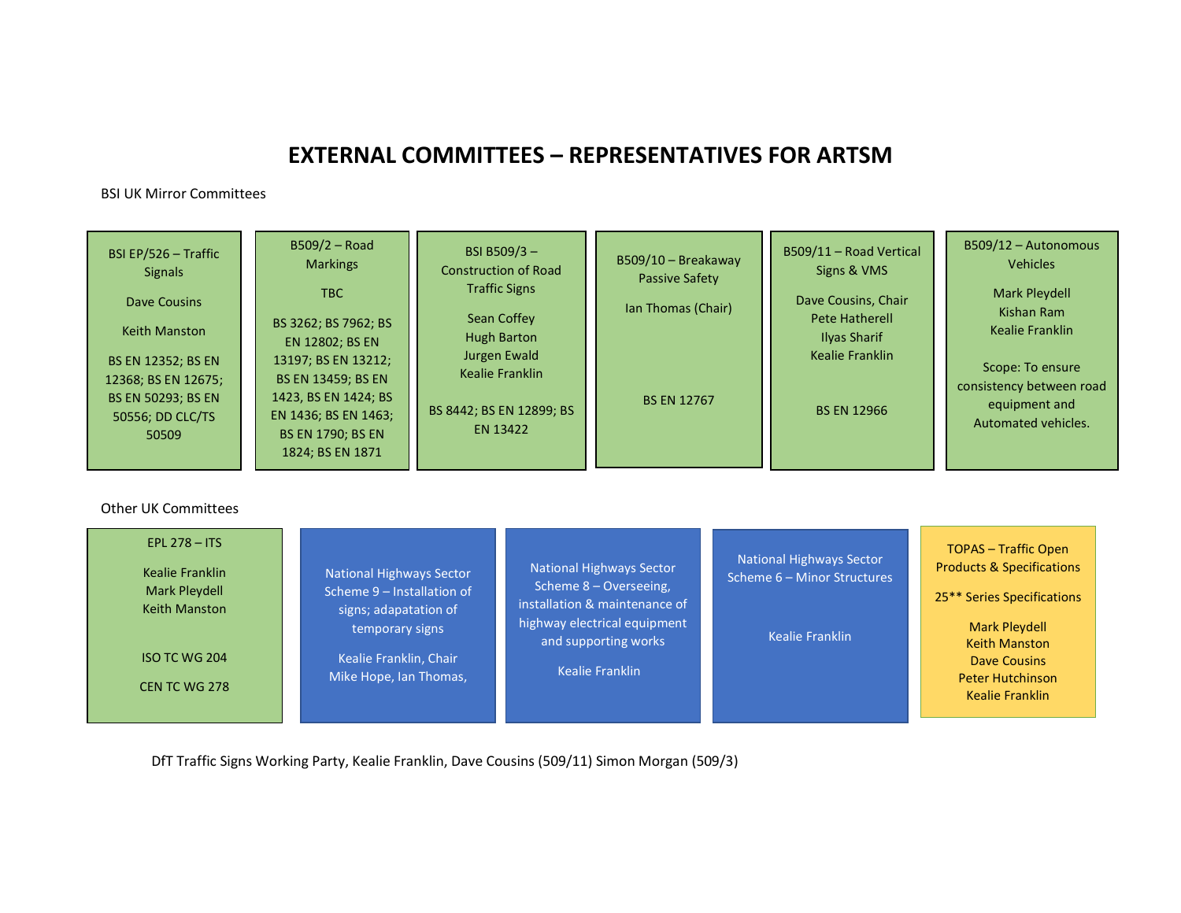# EXTERNAL COMMITTEES – REPRESENTATIVES FOR ARTSM

BSI UK Mirror Committees

**BSI EP/526 – Traffic Signals**

Dave Cousins

Keith Manston

BS EN 12352; BS EN 12368; BS EN 12675; BS EN 50293; BS EN 50556; DD CLC/TS 50509

**B509/2 – Road Markings**

TBC

BS 3262; BS 7962; BS EN 12802; BS EN 13197; BS EN 13212; BS EN 13459; BS EN 1423, BS EN 1424; BS EN 1436; BS EN 1463; BS EN 1790; BS EN 1824; BS EN 1871

**BSI B509/3 – Construction of Road Traffic Signs**

Sean Coffey
Hugh Barton
Jurgen Ewald
Kealie Franklin

BS 8442; BS EN 12899; BS EN 13422

**B509/10 – Breakaway Passive Safety**

Ian Thomas (Chair)

BS EN 12767

**B509/11 – Road Vertical Signs & VMS**

Dave Cousins, Chair
Pete Hatherell
Ilyas Sharif
Kealie Franklin

BS EN 12966

**B509/12 – Autonomous Vehicles**

Mark Pleydell
Kishan Ram
Kealie Franklin

Scope: To ensure consistency between road equipment and Automated vehicles.

Other UK Committees

**EPL 278 – ITS**

Kealie Franklin
Mark Pleydell
Keith Manston

ISO TC WG 204

CEN TC WG 278

**National Highways Sector Scheme 9 – Installation of signs; adapatation of temporary signs**

Kealie Franklin, Chair
Mike Hope, Ian Thomas,

**National Highways Sector Scheme 8 – Overseeing, installation & maintenance of highway electrical equipment and supporting works**

Kealie Franklin

**National Highways Sector Scheme 6 – Minor Structures**

Kealie Franklin

**TOPAS – Traffic Open Products & Specifications**

25** Series Specifications

Mark Pleydell
Keith Manston
Dave Cousins
Peter Hutchinson
Kealie Franklin

DfT Traffic Signs Working Party, Kealie Franklin, Dave Cousins (509/11) Simon Morgan (509/3)